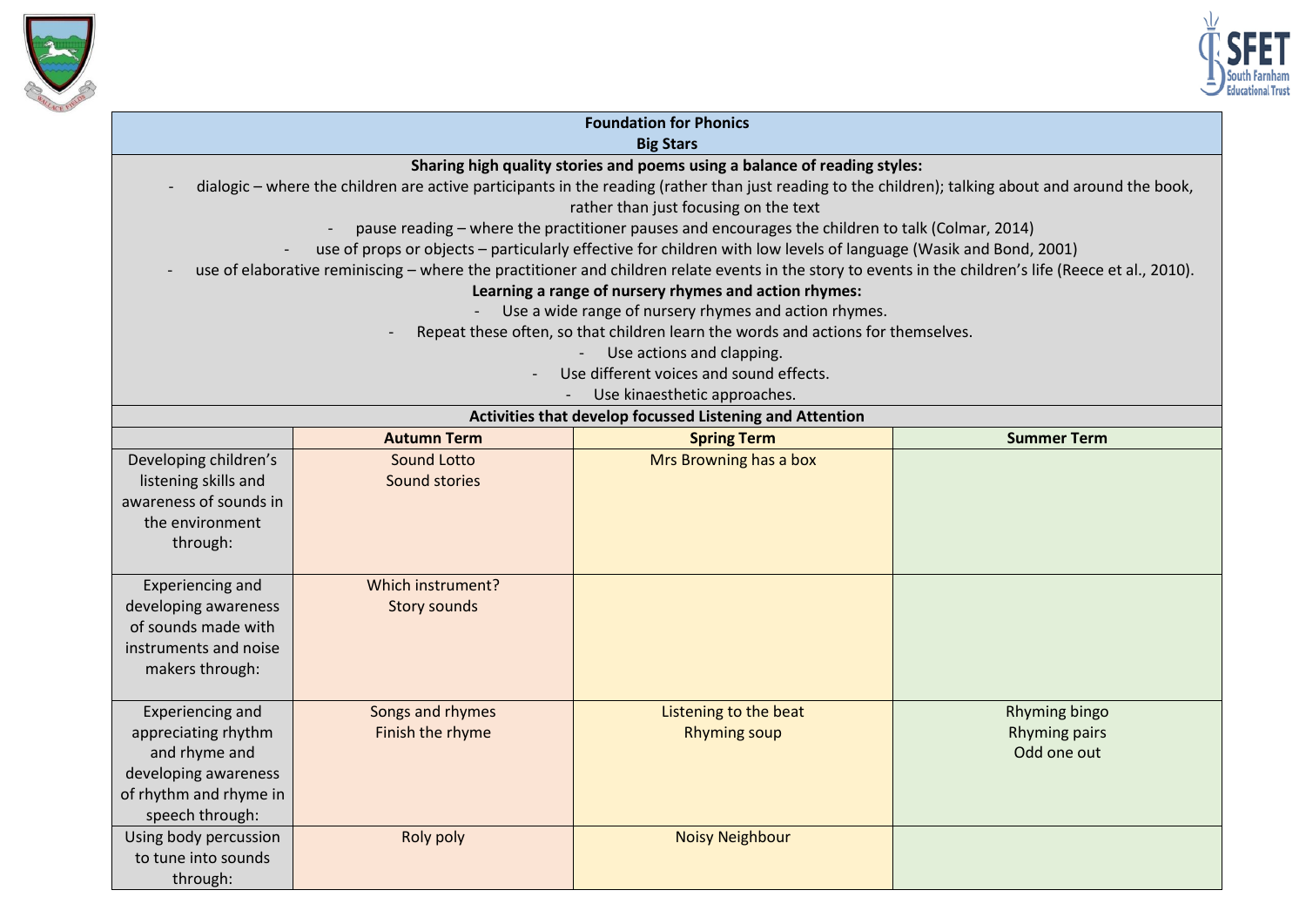**Foundation for Phonics**

**Big Stars**

**Sharing high quality stories and poems using a balance of reading styles:**

- dialogic – where the children are active participants in the reading (rather than just reading to the children); talking about and around the book, rather than just focusing on the text
- pause reading – where the practitioner pauses and encourages the children to talk (Colmar, 2014)
- use of props or objects – particularly effective for children with low levels of language (Wasik and Bond, 2001)
- use of elaborative reminiscing – where the practitioner and children relate events in the story to events in the children's life (Reece et al., 2010).

**Learning a range of nursery rhymes and action rhymes:**

- Use a wide range of nursery rhymes and action rhymes.
- Repeat these often, so that children learn the words and actions for themselves.
- Use actions and clapping.
- Use different voices and sound effects.
- Use kinaesthetic approaches.

**Activities that develop focussed Listening and Attention**

| | Autumn Term | Spring Term | Summer Term |
|---|---|---|---|
| Developing children's listening skills and awareness of sounds in the environment through: | Sound Lotto<br>Sound stories | Mrs Browning has a box | |
| Experiencing and developing awareness of sounds made with instruments and noise makers through: | Which instrument?<br>Story sounds | | |
| Experiencing and appreciating rhythm and rhyme and developing awareness of rhythm and rhyme in speech through: | Songs and rhymes<br>Finish the rhyme | Listening to the beat<br>Rhyming soup | Rhyming bingo<br>Rhyming pairs<br>Odd one out |
| Using body percussion to tune into sounds through: | Roly poly | Noisy Neighbour | |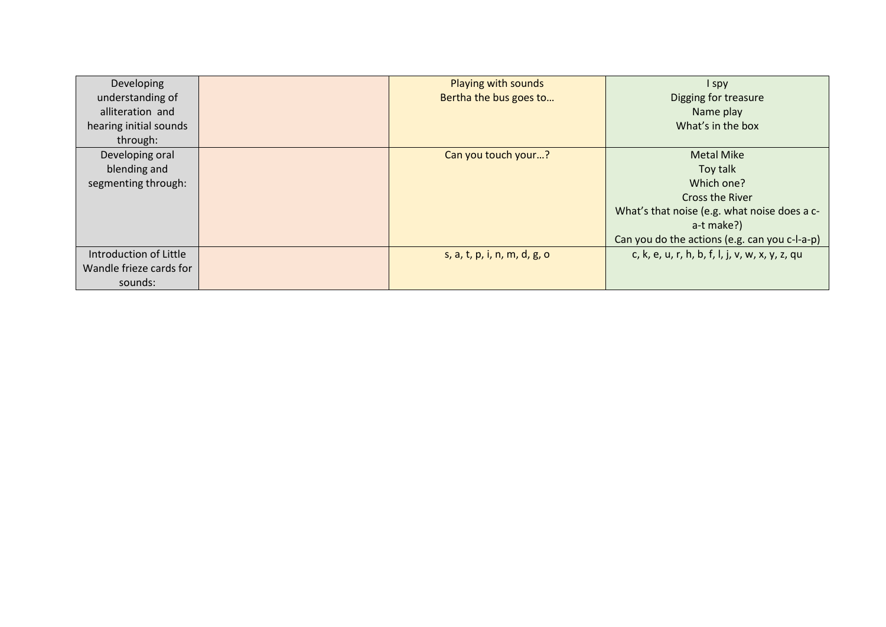| | | | |
|---|---|---|---|
| Developing understanding of alliteration and hearing initial sounds through: | | Playing with sounds<br>Bertha the bus goes to… | I spy<br>Digging for treasure<br>Name play<br>What's in the box |
| Developing oral blending and segmenting through: | | Can you touch your…? | Metal Mike<br>Toy talk<br>Which one?<br>Cross the River<br>What's that noise (e.g. what noise does a c-a-t make?)<br>Can you do the actions (e.g. can you c-l-a-p) |
| Introduction of Little Wandle frieze cards for sounds: | | s, a, t, p, i, n, m, d, g, o | c, k, e, u, r, h, b, f, l, j, v, w, x, y, z, qu |